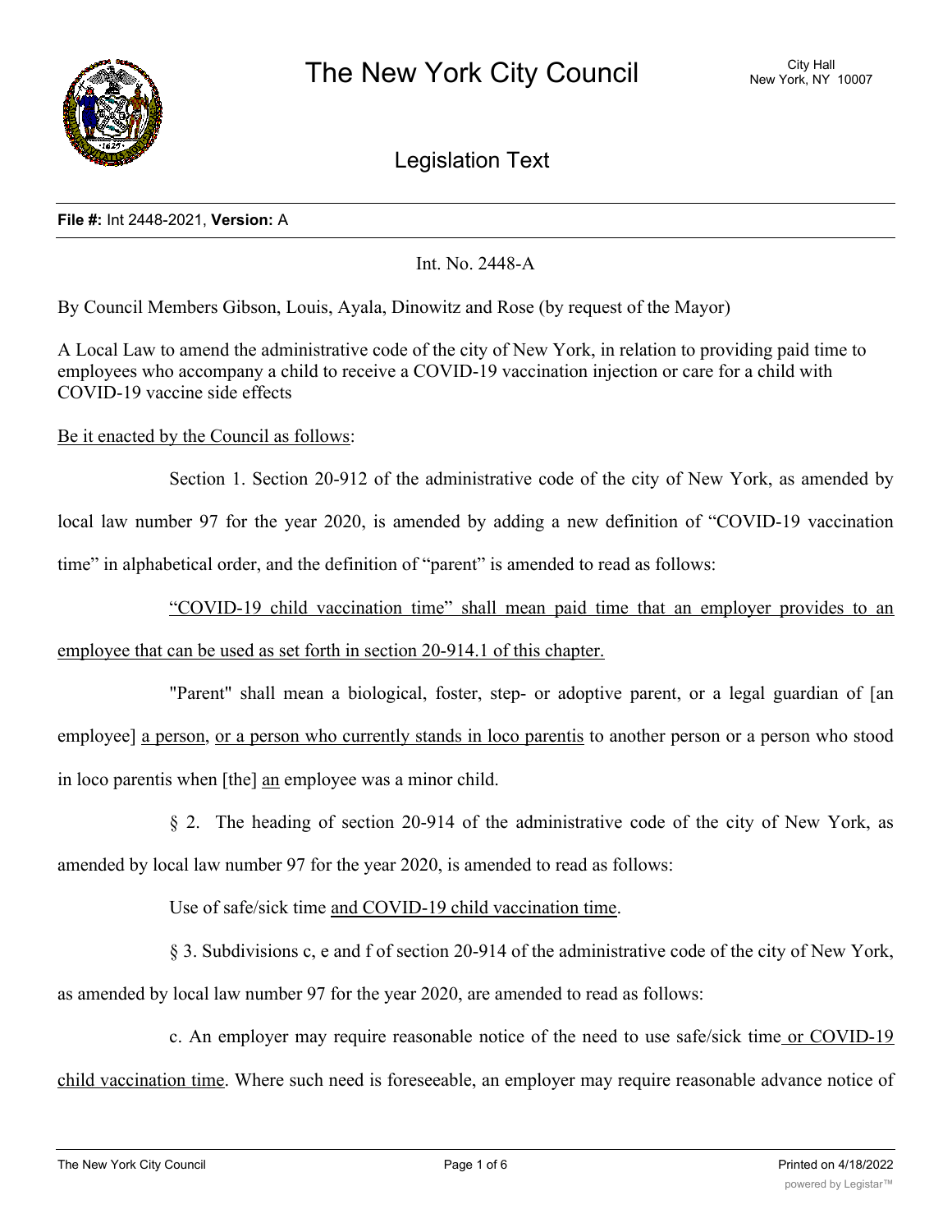# The New York City Council

City Hall
New York, NY 10007

## Legislation Text

**File #:** Int 2448-2021, **Version:** A

Int. No. 2448-A

By Council Members Gibson, Louis, Ayala, Dinowitz and Rose (by request of the Mayor)

A Local Law to amend the administrative code of the city of New York, in relation to providing paid time to employees who accompany a child to receive a COVID-19 vaccination injection or care for a child with COVID-19 vaccine side effects

Be it enacted by the Council as follows:

Section 1. Section 20-912 of the administrative code of the city of New York, as amended by local law number 97 for the year 2020, is amended by adding a new definition of "COVID-19 vaccination time" in alphabetical order, and the definition of "parent" is amended to read as follows:

"COVID-19 child vaccination time" shall mean paid time that an employer provides to an employee that can be used as set forth in section 20-914.1 of this chapter.

"Parent" shall mean a biological, foster, step- or adoptive parent, or a legal guardian of [an employee] a person, or a person who currently stands in loco parentis to another person or a person who stood in loco parentis when [the] an employee was a minor child.

§ 2. The heading of section 20-914 of the administrative code of the city of New York, as amended by local law number 97 for the year 2020, is amended to read as follows:

Use of safe/sick time and COVID-19 child vaccination time.

§ 3. Subdivisions c, e and f of section 20-914 of the administrative code of the city of New York, as amended by local law number 97 for the year 2020, are amended to read as follows:

c. An employer may require reasonable notice of the need to use safe/sick time or COVID-19 child vaccination time. Where such need is foreseeable, an employer may require reasonable advance notice of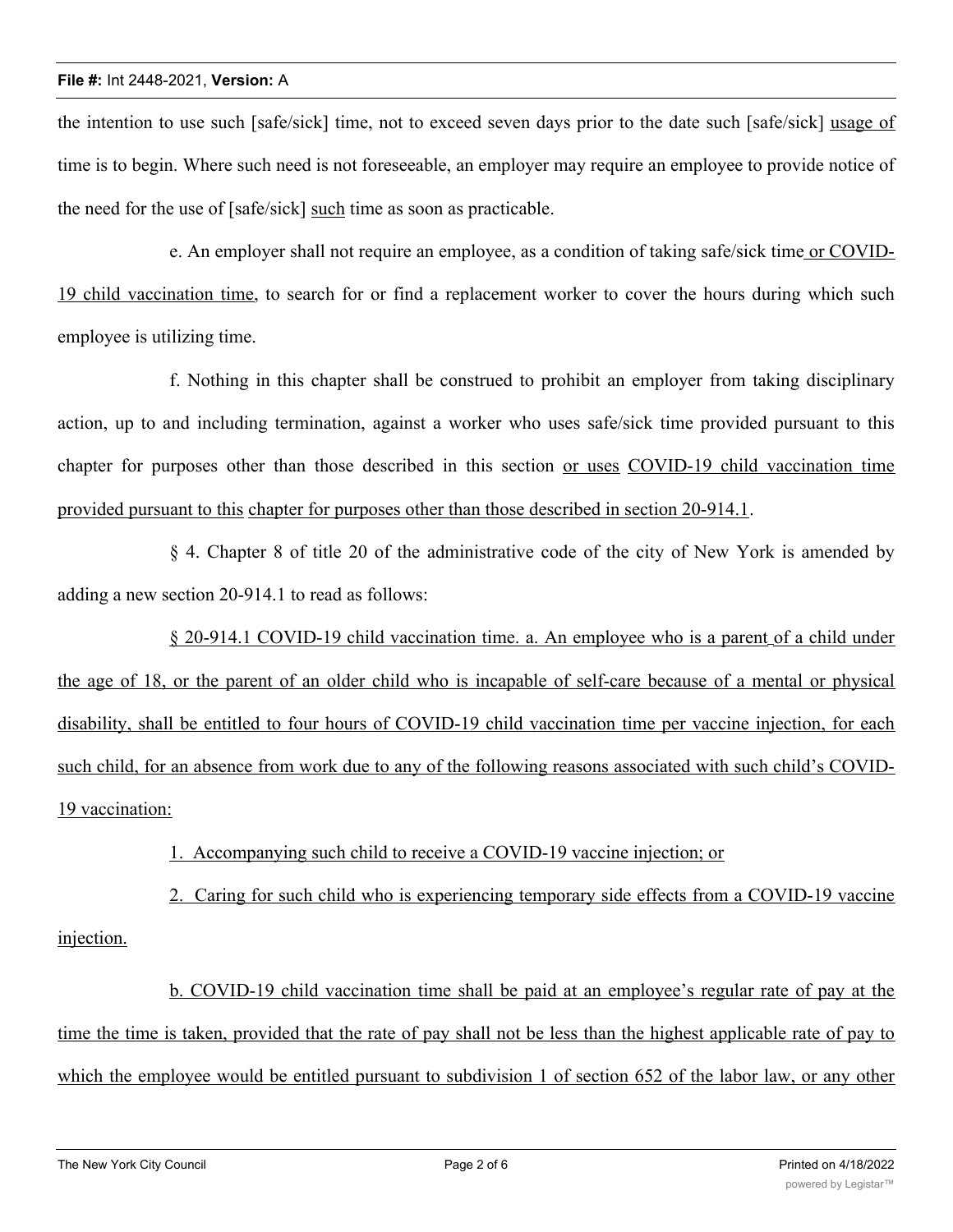the intention to use such [safe/sick] time, not to exceed seven days prior to the date such [safe/sick] usage of time is to begin. Where such need is not foreseeable, an employer may require an employee to provide notice of the need for the use of [safe/sick] such time as soon as practicable.

e. An employer shall not require an employee, as a condition of taking safe/sick time or COVID-19 child vaccination time, to search for or find a replacement worker to cover the hours during which such employee is utilizing time.

f. Nothing in this chapter shall be construed to prohibit an employer from taking disciplinary action, up to and including termination, against a worker who uses safe/sick time provided pursuant to this chapter for purposes other than those described in this section or uses COVID-19 child vaccination time provided pursuant to this chapter for purposes other than those described in section 20-914.1.

§ 4. Chapter 8 of title 20 of the administrative code of the city of New York is amended by adding a new section 20-914.1 to read as follows:

§ 20-914.1 COVID-19 child vaccination time. a. An employee who is a parent of a child under the age of 18, or the parent of an older child who is incapable of self-care because of a mental or physical disability, shall be entitled to four hours of COVID-19 child vaccination time per vaccine injection, for each such child, for an absence from work due to any of the following reasons associated with such child's COVID-19 vaccination:

1. Accompanying such child to receive a COVID-19 vaccine injection; or

2. Caring for such child who is experiencing temporary side effects from a COVID-19 vaccine injection.

b. COVID-19 child vaccination time shall be paid at an employee's regular rate of pay at the time the time is taken, provided that the rate of pay shall not be less than the highest applicable rate of pay to which the employee would be entitled pursuant to subdivision 1 of section 652 of the labor law, or any other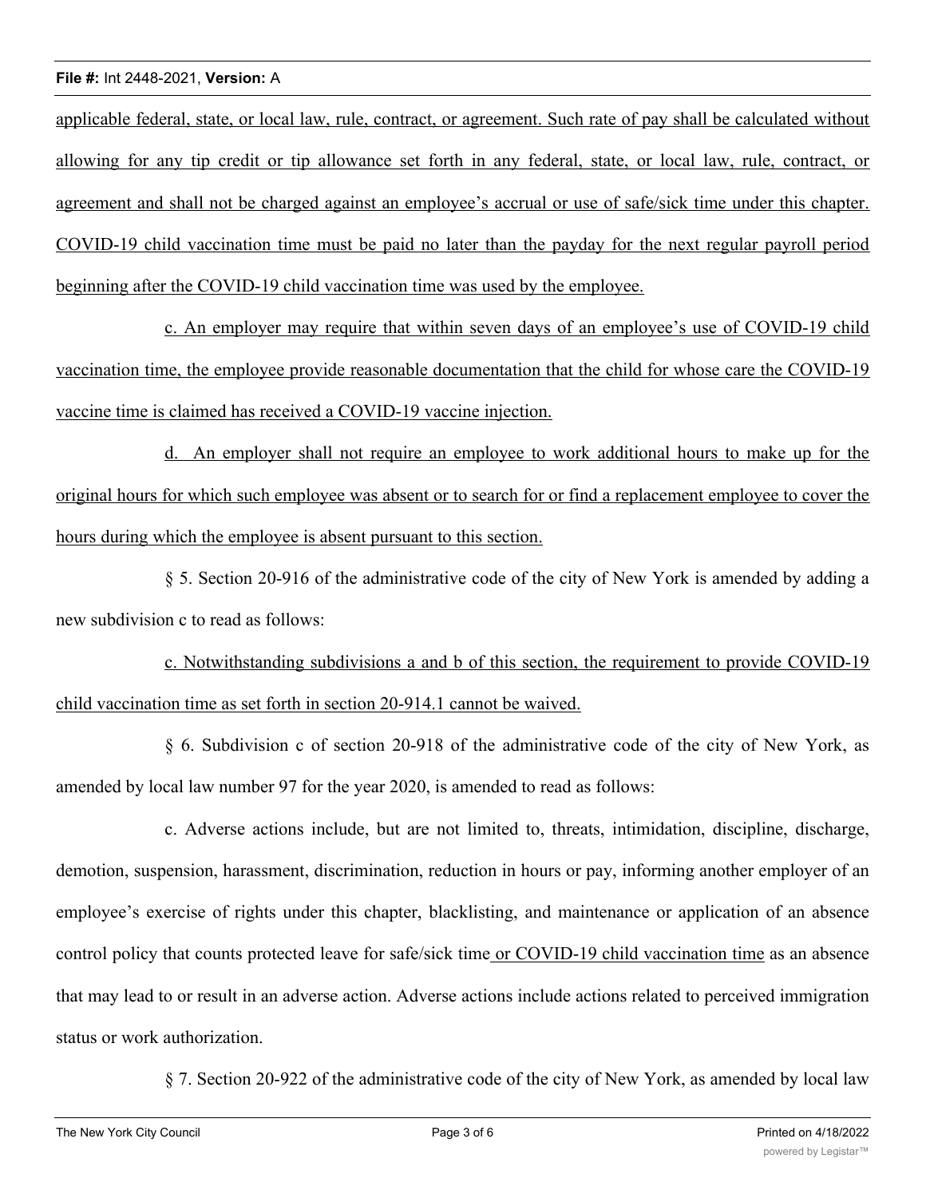applicable federal, state, or local law, rule, contract, or agreement. Such rate of pay shall be calculated without allowing for any tip credit or tip allowance set forth in any federal, state, or local law, rule, contract, or agreement and shall not be charged against an employee's accrual or use of safe/sick time under this chapter. COVID-19 child vaccination time must be paid no later than the payday for the next regular payroll period beginning after the COVID-19 child vaccination time was used by the employee.

c. An employer may require that within seven days of an employee's use of COVID-19 child vaccination time, the employee provide reasonable documentation that the child for whose care the COVID-19 vaccine time is claimed has received a COVID-19 vaccine injection.

d. An employer shall not require an employee to work additional hours to make up for the original hours for which such employee was absent or to search for or find a replacement employee to cover the hours during which the employee is absent pursuant to this section.

§ 5. Section 20-916 of the administrative code of the city of New York is amended by adding a new subdivision c to read as follows:

c. Notwithstanding subdivisions a and b of this section, the requirement to provide COVID-19 child vaccination time as set forth in section 20-914.1 cannot be waived.

§ 6. Subdivision c of section 20-918 of the administrative code of the city of New York, as amended by local law number 97 for the year 2020, is amended to read as follows:

c. Adverse actions include, but are not limited to, threats, intimidation, discipline, discharge, demotion, suspension, harassment, discrimination, reduction in hours or pay, informing another employer of an employee's exercise of rights under this chapter, blacklisting, and maintenance or application of an absence control policy that counts protected leave for safe/sick time or COVID-19 child vaccination time as an absence that may lead to or result in an adverse action. Adverse actions include actions related to perceived immigration status or work authorization.

§ 7. Section 20-922 of the administrative code of the city of New York, as amended by local law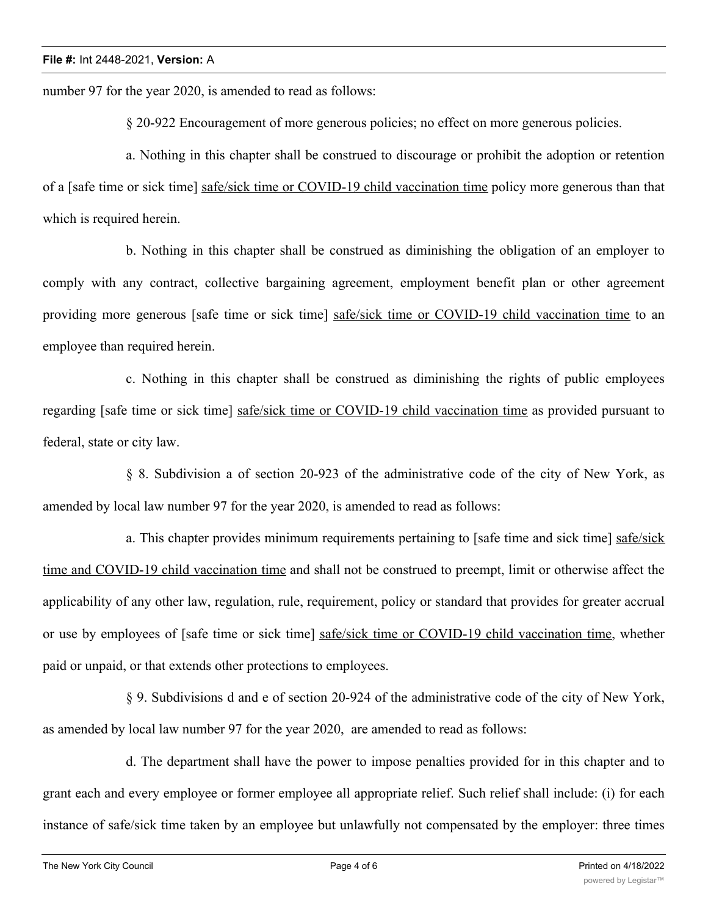number 97 for the year 2020, is amended to read as follows:

§ 20-922 Encouragement of more generous policies; no effect on more generous policies.

a. Nothing in this chapter shall be construed to discourage or prohibit the adoption or retention of a [safe time or sick time] <u>safe/sick time or COVID-19 child vaccination time</u> policy more generous than that which is required herein.

b. Nothing in this chapter shall be construed as diminishing the obligation of an employer to comply with any contract, collective bargaining agreement, employment benefit plan or other agreement providing more generous [safe time or sick time] <u>safe/sick time or COVID-19 child vaccination time</u> to an employee than required herein.

c. Nothing in this chapter shall be construed as diminishing the rights of public employees regarding [safe time or sick time] <u>safe/sick time or COVID-19 child vaccination time</u> as provided pursuant to federal, state or city law.

§ 8. Subdivision a of section 20-923 of the administrative code of the city of New York, as amended by local law number 97 for the year 2020, is amended to read as follows:

a. This chapter provides minimum requirements pertaining to [safe time and sick time] <u>safe/sick time and COVID-19 child vaccination time</u> and shall not be construed to preempt, limit or otherwise affect the applicability of any other law, regulation, rule, requirement, policy or standard that provides for greater accrual or use by employees of [safe time or sick time] <u>safe/sick time or COVID-19 child vaccination time</u>, whether paid or unpaid, or that extends other protections to employees.

§ 9. Subdivisions d and e of section 20-924 of the administrative code of the city of New York, as amended by local law number 97 for the year 2020, are amended to read as follows:

d. The department shall have the power to impose penalties provided for in this chapter and to grant each and every employee or former employee all appropriate relief. Such relief shall include: (i) for each instance of safe/sick time taken by an employee but unlawfully not compensated by the employer: three times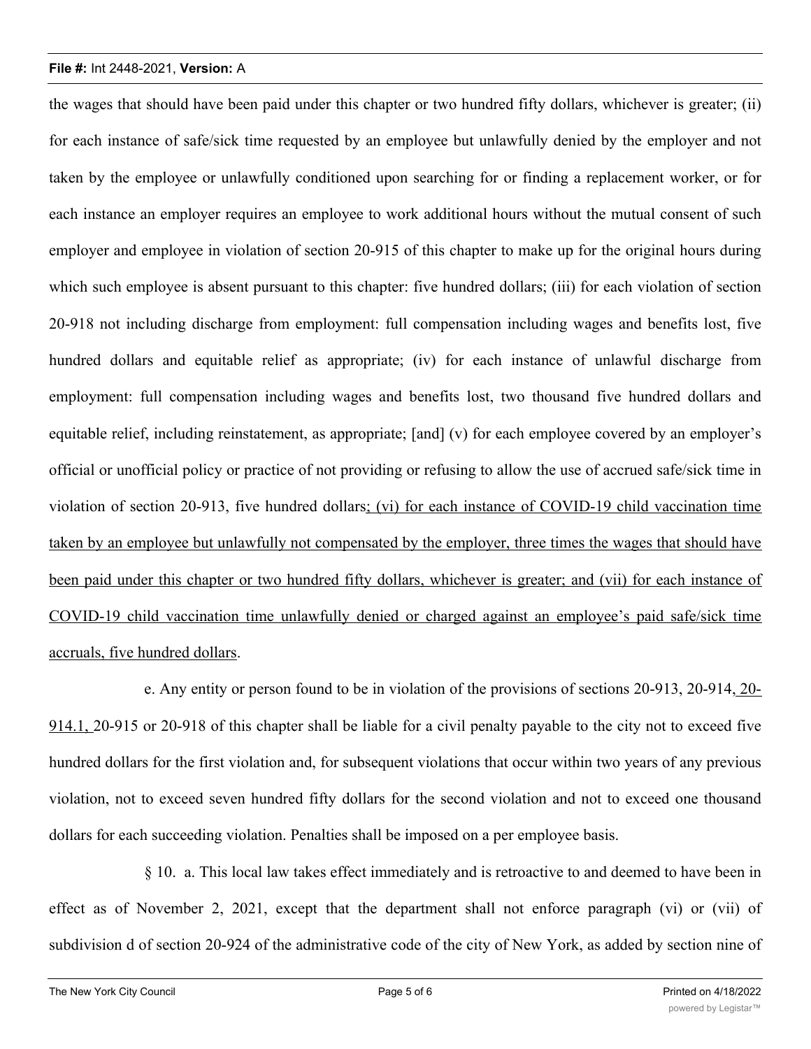the wages that should have been paid under this chapter or two hundred fifty dollars, whichever is greater; (ii) for each instance of safe/sick time requested by an employee but unlawfully denied by the employer and not taken by the employee or unlawfully conditioned upon searching for or finding a replacement worker, or for each instance an employer requires an employee to work additional hours without the mutual consent of such employer and employee in violation of section 20-915 of this chapter to make up for the original hours during which such employee is absent pursuant to this chapter: five hundred dollars; (iii) for each violation of section 20-918 not including discharge from employment: full compensation including wages and benefits lost, five hundred dollars and equitable relief as appropriate; (iv) for each instance of unlawful discharge from employment: full compensation including wages and benefits lost, two thousand five hundred dollars and equitable relief, including reinstatement, as appropriate; [and] (v) for each employee covered by an employer's official or unofficial policy or practice of not providing or refusing to allow the use of accrued safe/sick time in violation of section 20-913, five hundred dollars<u>; (vi) for each instance of COVID-19 child vaccination time taken by an employee but unlawfully not compensated by the employer, three times the wages that should have been paid under this chapter or two hundred fifty dollars, whichever is greater; and (vii) for each instance of COVID-19 child vaccination time unlawfully denied or charged against an employee's paid safe/sick time accruals, five hundred dollars</u>.

e. Any entity or person found to be in violation of the provisions of sections 20-913, 20-914<u>, 20-914.1,</u> 20-915 or 20-918 of this chapter shall be liable for a civil penalty payable to the city not to exceed five hundred dollars for the first violation and, for subsequent violations that occur within two years of any previous violation, not to exceed seven hundred fifty dollars for the second violation and not to exceed one thousand dollars for each succeeding violation. Penalties shall be imposed on a per employee basis.

§ 10. a. This local law takes effect immediately and is retroactive to and deemed to have been in effect as of November 2, 2021, except that the department shall not enforce paragraph (vi) or (vii) of subdivision d of section 20-924 of the administrative code of the city of New York, as added by section nine of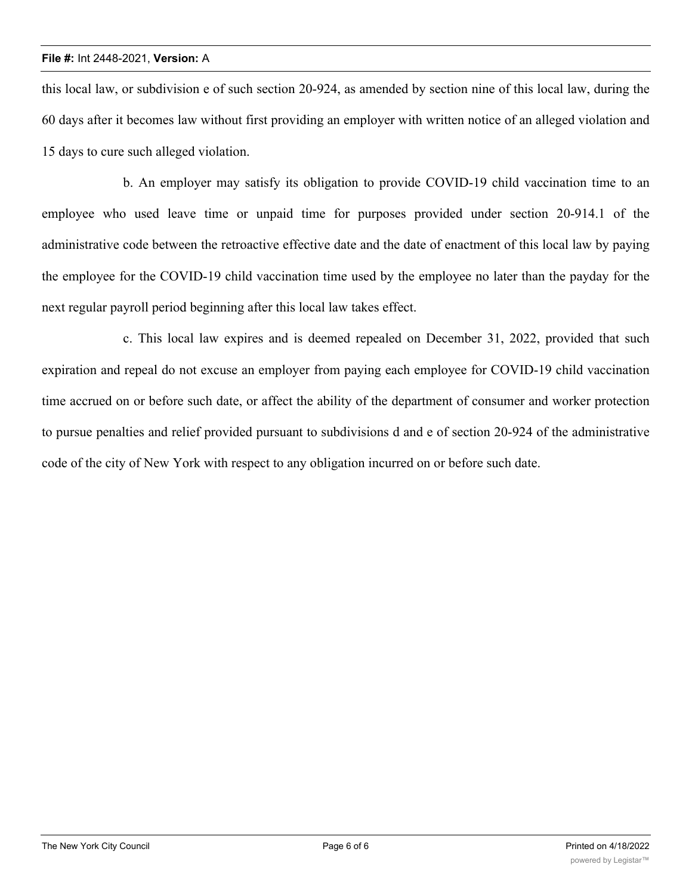this local law, or subdivision e of such section 20-924, as amended by section nine of this local law, during the 60 days after it becomes law without first providing an employer with written notice of an alleged violation and 15 days to cure such alleged violation.

b. An employer may satisfy its obligation to provide COVID-19 child vaccination time to an employee who used leave time or unpaid time for purposes provided under section 20-914.1 of the administrative code between the retroactive effective date and the date of enactment of this local law by paying the employee for the COVID-19 child vaccination time used by the employee no later than the payday for the next regular payroll period beginning after this local law takes effect.

c. This local law expires and is deemed repealed on December 31, 2022, provided that such expiration and repeal do not excuse an employer from paying each employee for COVID-19 child vaccination time accrued on or before such date, or affect the ability of the department of consumer and worker protection to pursue penalties and relief provided pursuant to subdivisions d and e of section 20-924 of the administrative code of the city of New York with respect to any obligation incurred on or before such date.